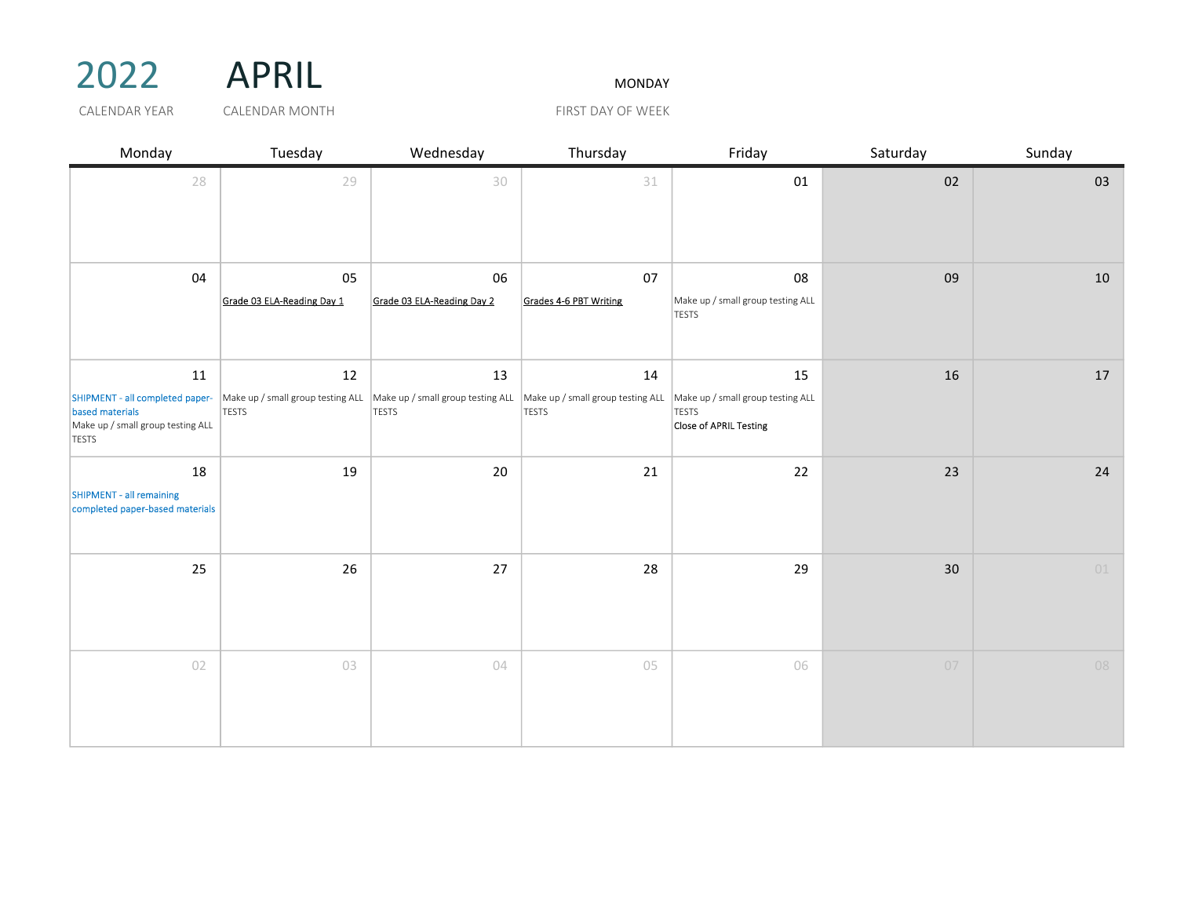# 2022 APRIL

2022 — CALENDAR YEAR

APRIL — CALENDAR MONTH

MONDAY — FIRST DAY OF WEEK

| Monday | Tuesday | Wednesday | Thursday | Friday | Saturday | Sunday |
|---|---|---|---|---|---|---|
| 28 | 29 | 30 | 31 | 01 | 02 | 03 |
| 04 | 05 Grade 03 ELA-Reading Day 1 | 06 Grade 03 ELA-Reading Day 2 | 07 Grades 4-6 PBT Writing | 08 Make up / small group testing ALL TESTS | 09 | 10 |
| 11 SHIPMENT - all completed paper-based materials; Make up / small group testing ALL TESTS | 12 Make up / small group testing ALL TESTS | 13 Make up / small group testing ALL TESTS | 14 Make up / small group testing ALL TESTS | 15 Make up / small group testing ALL TESTS; Close of APRIL Testing | 16 | 17 |
| 18 SHIPMENT - all remaining completed paper-based materials | 19 | 20 | 21 | 22 | 23 | 24 |
| 25 | 26 | 27 | 28 | 29 | 30 | 01 |
| 02 | 03 | 04 | 05 | 06 | 07 | 08 |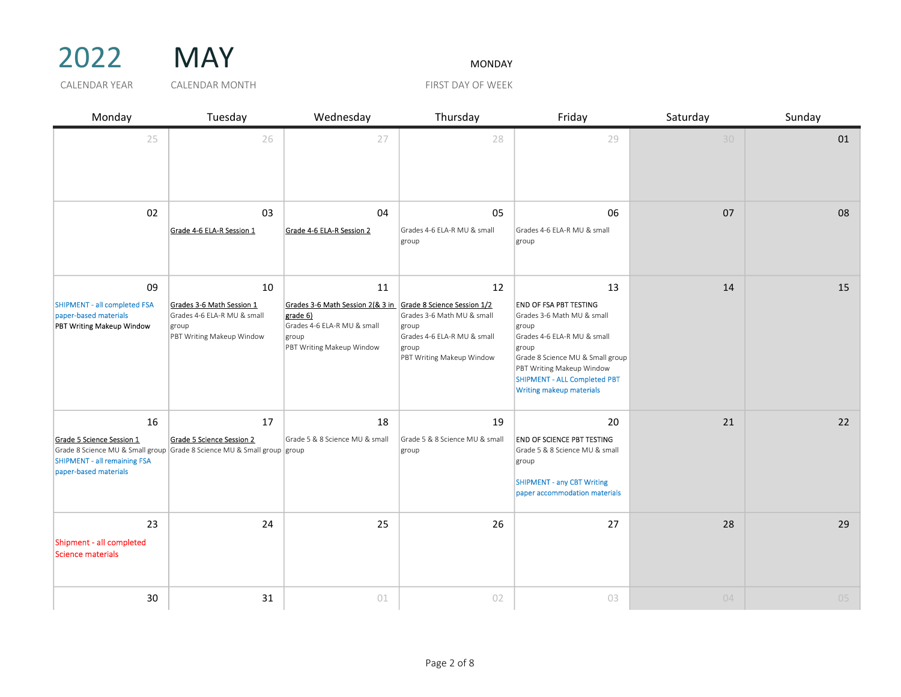# 2022 MAY

CALENDAR YEAR — CALENDAR MONTH

MONDAY

FIRST DAY OF WEEK

| Monday | Tuesday | Wednesday | Thursday | Friday | Saturday | Sunday |
|---|---|---|---|---|---|---|
| 25 | 26 | 27 | 28 | 29 | 30 | 01 |
| 02 | 03<br>Grade 4-6 ELA-R Session 1 | 04<br>Grade 4-6 ELA-R Session 2 | 05<br>Grades 4-6 ELA-R MU & small group | 06<br>Grades 4-6 ELA-R MU & small group | 07 | 08 |
| 09<br>SHIPMENT - all completed FSA paper-based materials<br>PBT Writing Makeup Window | 10<br>Grades 3-6 Math Session 1<br>Grades 4-6 ELA-R MU & small group<br>PBT Writing Makeup Window | 11<br>Grades 3-6 Math Session 2(& 3 in grade 6)<br>Grades 4-6 ELA-R MU & small group<br>PBT Writing Makeup Window | 12<br>Grade 8 Science Session 1/2<br>Grades 3-6 Math MU & small group<br>Grades 4-6 ELA-R MU & small group<br>PBT Writing Makeup Window | 13<br>END OF FSA PBT TESTING<br>Grades 3-6 Math MU & small group<br>Grades 4-6 ELA-R MU & small group<br>Grade 8 Science MU & Small group<br>PBT Writing Makeup Window<br>SHIPMENT - ALL Completed PBT Writing makeup materials | 14 | 15 |
| 16<br>Grade 5 Science Session 1<br>Grade 8 Science MU & Small group<br>SHIPMENT - all remaining FSA paper-based materials | 17<br>Grade 5 Science Session 2<br>Grade 8 Science MU & Small group | 18<br>Grade 5 & 8 Science MU & small group | 19<br>Grade 5 & 8 Science MU & small group | 20<br>END OF SCIENCE PBT TESTING<br>Grade 5 & 8 Science MU & small group<br>SHIPMENT - any CBT Writing paper accommodation materials | 21 | 22 |
| 23<br>Shipment - all completed Science materials | 24 | 25 | 26 | 27 | 28 | 29 |
| 30 | 31 | 01 | 02 | 03 | 04 | 05 |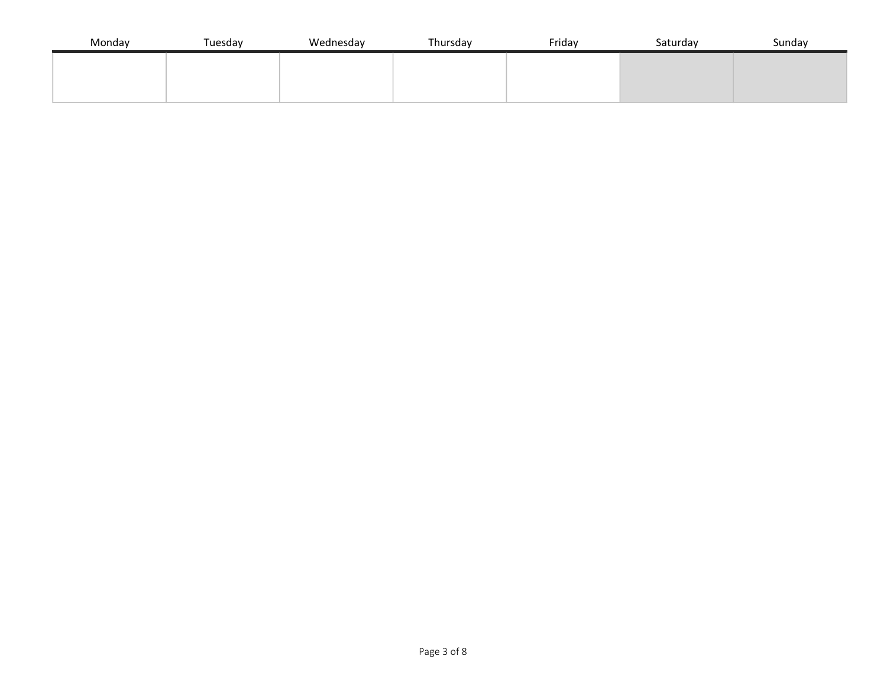| Monday | Tuesday | Wednesday | Thursday | Friday | Saturday | Sunday |
| --- | --- | --- | --- | --- | --- | --- |
| | | | | | | |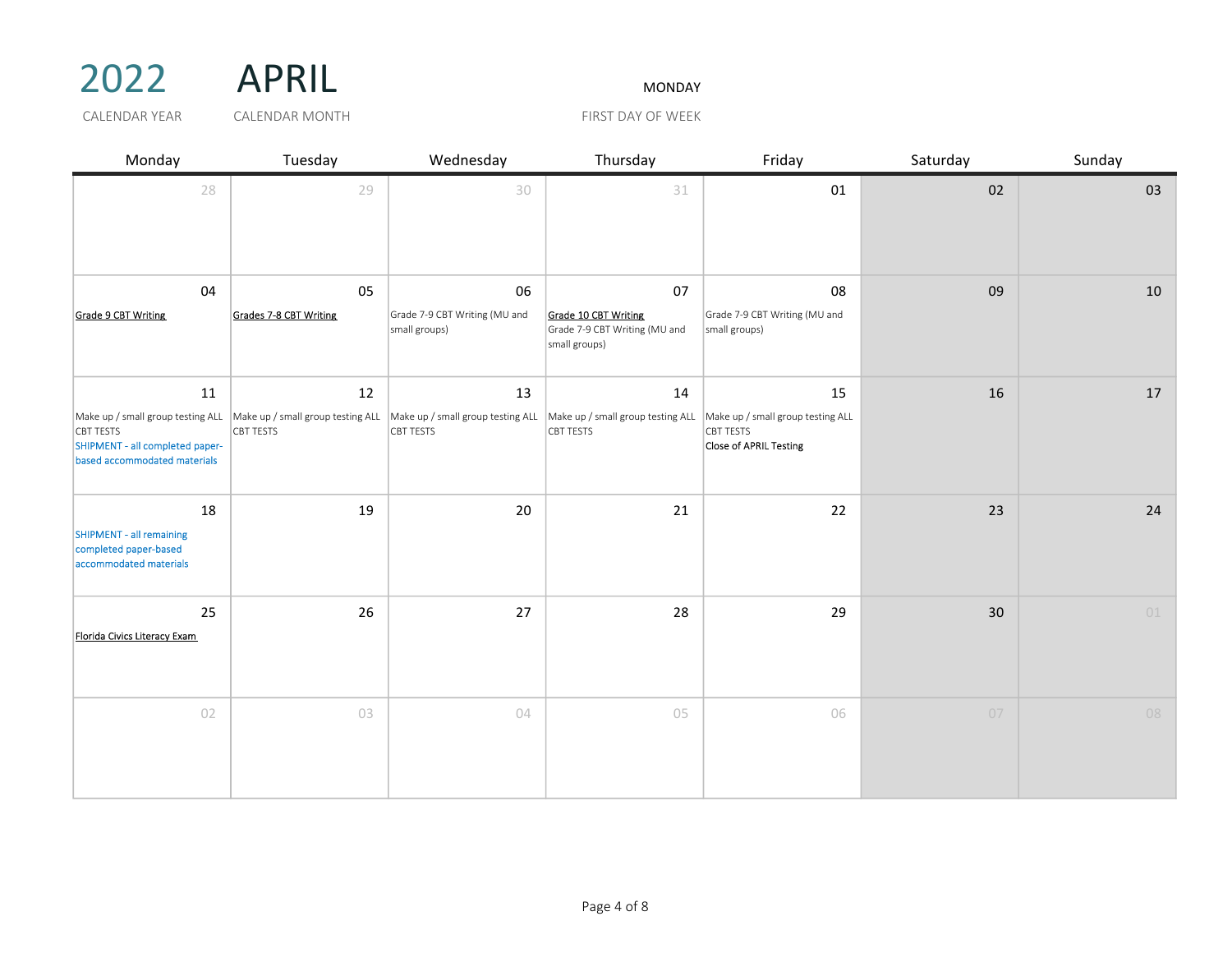# 2022 APRIL

2022 — CALENDAR YEAR

APRIL — CALENDAR MONTH

MONDAY — FIRST DAY OF WEEK

| Monday | Tuesday | Wednesday | Thursday | Friday | Saturday | Sunday |
|---|---|---|---|---|---|---|
| 28 | 29 | 30 | 31 | 01 | 02 | 03 |
| 04<br>Grade 9 CBT Writing | 05<br>Grades 7-8 CBT Writing | 06<br>Grade 7-9 CBT Writing (MU and small groups) | 07<br>Grade 10 CBT Writing<br>Grade 7-9 CBT Writing (MU and small groups) | 08<br>Grade 7-9 CBT Writing (MU and small groups) | 09 | 10 |
| 11<br>Make up / small group testing ALL CBT TESTS<br>SHIPMENT - all completed paper-based accommodated materials | 12<br>Make up / small group testing ALL CBT TESTS | 13<br>Make up / small group testing ALL CBT TESTS | 14<br>Make up / small group testing ALL CBT TESTS | 15<br>Make up / small group testing ALL CBT TESTS<br>Close of APRIL Testing | 16 | 17 |
| 18<br>SHIPMENT - all remaining completed paper-based accommodated materials | 19 | 20 | 21 | 22 | 23 | 24 |
| 25<br>Florida Civics Literacy Exam | 26 | 27 | 28 | 29 | 30 | 01 |
| 02 | 03 | 04 | 05 | 06 | 07 | 08 |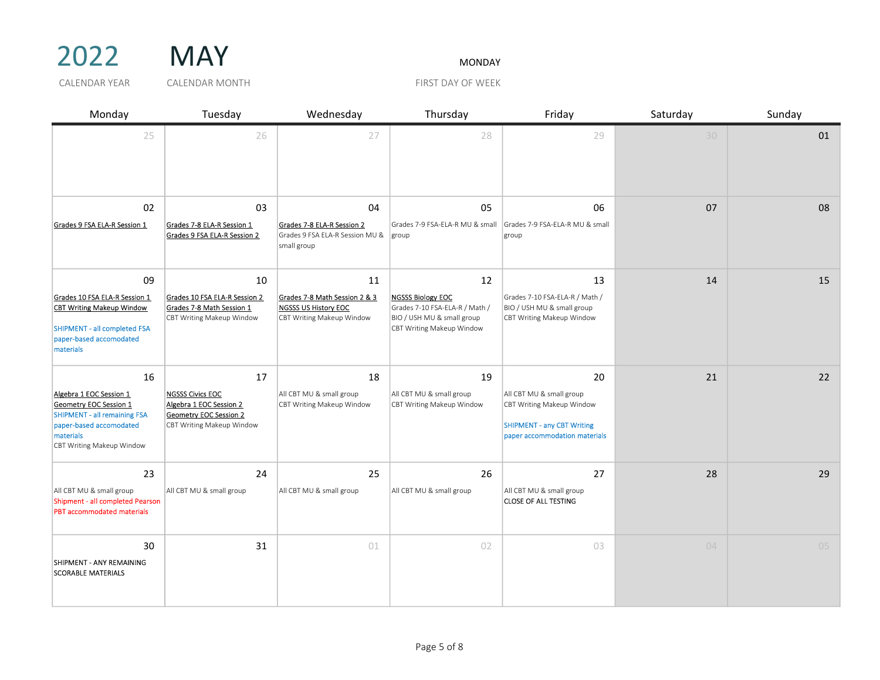# 2022 MAY

CALENDAR YEAR — CALENDAR MONTH

MONDAY — FIRST DAY OF WEEK

| Monday | Tuesday | Wednesday | Thursday | Friday | Saturday | Sunday |
|---|---|---|---|---|---|---|
| 25 | 26 | 27 | 28 | 29 | 30 | 01 |
| 02<br>Grades 9 FSA ELA-R Session 1 | 03<br>Grades 7-8 ELA-R Session 1<br>Grades 9 FSA ELA-R Session 2 | 04<br>Grades 7-8 ELA-R Session 2<br>Grades 9 FSA ELA-R Session MU & small group | 05<br>Grades 7-9 FSA-ELA-R MU & small group | 06<br>Grades 7-9 FSA-ELA-R MU & small group | 07 | 08 |
| 09<br>Grades 10 FSA ELA-R Session 1<br>CBT Writing Makeup Window<br>SHIPMENT - all completed FSA paper-based accomodated materials | 10<br>Grades 10 FSA ELA-R Session 2<br>Grades 7-8 Math Session 1<br>CBT Writing Makeup Window | 11<br>Grades 7-8 Math Session 2 & 3<br>NGSSS US History EOC<br>CBT Writing Makeup Window | 12<br>NGSSS Biology EOC<br>Grades 7-10 FSA-ELA-R / Math / BIO / USH MU & small group<br>CBT Writing Makeup Window | 13<br>Grades 7-10 FSA-ELA-R / Math / BIO / USH MU & small group<br>CBT Writing Makeup Window | 14 | 15 |
| 16<br>Algebra 1 EOC Session 1<br>Geometry EOC Session 1<br>SHIPMENT - all remaining FSA paper-based accomodated materials<br>CBT Writing Makeup Window | 17<br>NGSSS Civics EOC<br>Algebra 1 EOC Session 2<br>Geometry EOC Session 2<br>CBT Writing Makeup Window | 18<br>All CBT MU & small group<br>CBT Writing Makeup Window | 19<br>All CBT MU & small group<br>CBT Writing Makeup Window | 20<br>All CBT MU & small group<br>CBT Writing Makeup Window<br>SHIPMENT - any CBT Writing paper accommodation materials | 21 | 22 |
| 23<br>All CBT MU & small group<br>Shipment - all completed Pearson PBT accommodated materials | 24<br>All CBT MU & small group | 25<br>All CBT MU & small group | 26<br>All CBT MU & small group | 27<br>All CBT MU & small group<br>CLOSE OF ALL TESTING | 28 | 29 |
| 30<br>SHIPMENT - ANY REMAINING SCORABLE MATERIALS | 31 | 01 | 02 | 03 | 04 | 05 |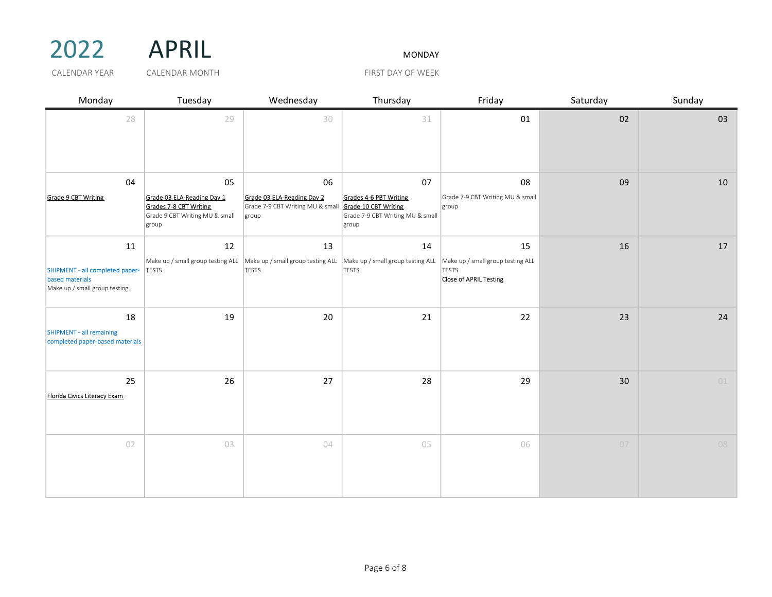# 2022 APRIL

CALENDAR YEAR: 2022

CALENDAR MONTH: APRIL

FIRST DAY OF WEEK: MONDAY

| Monday | Tuesday | Wednesday | Thursday | Friday | Saturday | Sunday |
|---|---|---|---|---|---|---|
| 28 | 29 | 30 | 31 | 01 | 02 | 03 |
| 04<br>Grade 9 CBT Writing | 05<br>Grade 03 ELA-Reading Day 1<br>Grades 7-8 CBT Writing<br>Grade 9 CBT Writing MU & small group | 06<br>Grade 03 ELA-Reading Day 2<br>Grade 7-9 CBT Writing MU & small group | 07<br>Grades 4-6 PBT Writing<br>Grade 10 CBT Writing<br>Grade 7-9 CBT Writing MU & small group | 08<br>Grade 7-9 CBT Writing MU & small group | 09 | 10 |
| 11<br>SHIPMENT - all completed paper-based materials<br>Make up / small group testing | 12<br>Make up / small group testing ALL TESTS | 13<br>Make up / small group testing ALL TESTS | 14<br>Make up / small group testing ALL TESTS | 15<br>Make up / small group testing ALL TESTS<br>Close of APRIL Testing | 16 | 17 |
| 18<br>SHIPMENT - all remaining completed paper-based materials | 19 | 20 | 21 | 22 | 23 | 24 |
| 25<br>Florida Civics Literacy Exam | 26 | 27 | 28 | 29 | 30 | 01 |
| 02 | 03 | 04 | 05 | 06 | 07 | 08 |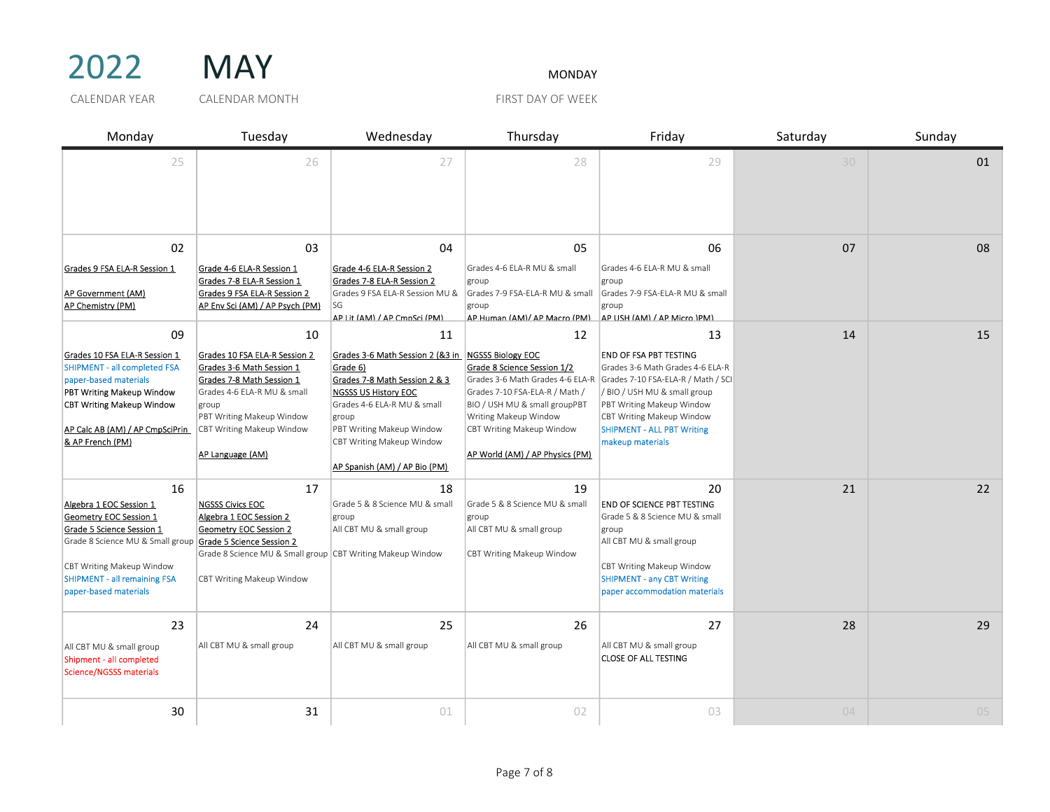# 2022 MAY

CALENDAR YEAR | CALENDAR MONTH

MONDAY
FIRST DAY OF WEEK

| Monday | Tuesday | Wednesday | Thursday | Friday | Saturday | Sunday |
|---|---|---|---|---|---|---|
| 25 | 26 | 27 | 28 | 29 | 30 | 01 |
| 02<br>Grades 9 FSA ELA-R Session 1<br><br>AP Government (AM)<br>AP Chemistry (PM) | 03<br>Grade 4-6 ELA-R Session 1<br>Grades 7-8 ELA-R Session 1<br>Grades 9 FSA ELA-R Session 2<br>AP Env Sci (AM) / AP Psych (PM) | 04<br>Grade 4-6 ELA-R Session 2<br>Grades 7-8 ELA-R Session 2<br>Grades 9 FSA ELA-R Session MU & SG<br>AP Lit (AM) / AP CmpSci (PM) | 05<br>Grades 4-6 ELA-R MU & small group<br>Grades 7-9 FSA-ELA-R MU & small group<br>AP Human (AM)/ AP Macro (PM) | 06<br>Grades 4-6 ELA-R MU & small group<br>Grades 7-9 FSA-ELA-R MU & small group<br>AP USH (AM) / AP Micro )PM) | 07 | 08 |
| 09<br>Grades 10 FSA ELA-R Session 1<br>SHIPMENT - all completed FSA paper-based materials<br>PBT Writing Makeup Window<br>CBT Writing Makeup Window<br><br>AP Calc AB (AM) / AP CmpSciPrin & AP French (PM) | 10<br>Grades 10 FSA ELA-R Session 2<br>Grades 3-6 Math Session 1<br>Grades 7-8 Math Session 1<br>Grades 4-6 ELA-R MU & small group<br>PBT Writing Makeup Window<br>CBT Writing Makeup Window<br><br>AP Language (AM) | 11<br>Grades 3-6 Math Session 2 (&3 in Grade 6)<br>Grades 7-8 Math Session 2 & 3<br>NGSSS US History EOC<br>Grades 4-6 ELA-R MU & small group<br>PBT Writing Makeup Window<br>CBT Writing Makeup Window<br><br>AP Spanish (AM) / AP Bio (PM) | 12<br>NGSSS Biology EOC<br>Grade 8 Science Session 1/2<br>Grades 3-6 Math Grades 4-6 ELA-R Grades 7-10 FSA-ELA-R / Math / BIO / USH MU & small groupPBT Writing Makeup Window<br>CBT Writing Makeup Window<br><br>AP World (AM) / AP Physics (PM) | 13<br>END OF FSA PBT TESTING<br>Grades 3-6 Math Grades 4-6 ELA-R Grades 7-10 FSA-ELA-R / Math / SCI / BIO / USH MU & small group<br>PBT Writing Makeup Window<br>CBT Writing Makeup Window<br>SHIPMENT - ALL PBT Writing makeup materials | 14 | 15 |
| 16<br>Algebra 1 EOC Session 1<br>Geometry EOC Session 1<br>Grade 5 Science Session 1<br>Grade 8 Science MU & Small group<br><br>CBT Writing Makeup Window<br>SHIPMENT - all remaining FSA paper-based materials | 17<br>NGSSS Civics EOC<br>Algebra 1 EOC Session 2<br>Geometry EOC Session 2<br>Grade 5 Science Session 2<br>Grade 8 Science MU & Small group<br><br>CBT Writing Makeup Window | 18<br>Grade 5 & 8 Science MU & small group<br>All CBT MU & small group<br><br>CBT Writing Makeup Window | 19<br>Grade 5 & 8 Science MU & small group<br>All CBT MU & small group<br><br>CBT Writing Makeup Window | 20<br>END OF SCIENCE PBT TESTING<br>Grade 5 & 8 Science MU & small group<br>All CBT MU & small group<br><br>CBT Writing Makeup Window<br>SHIPMENT - any CBT Writing paper accommodation materials | 21 | 22 |
| 23<br>All CBT MU & small group<br>Shipment - all completed Science/NGSSS materials | 24<br>All CBT MU & small group | 25<br>All CBT MU & small group | 26<br>All CBT MU & small group | 27<br>All CBT MU & small group<br>CLOSE OF ALL TESTING | 28 | 29 |
| 30 | 31 | 01 | 02 | 03 | 04 | 05 |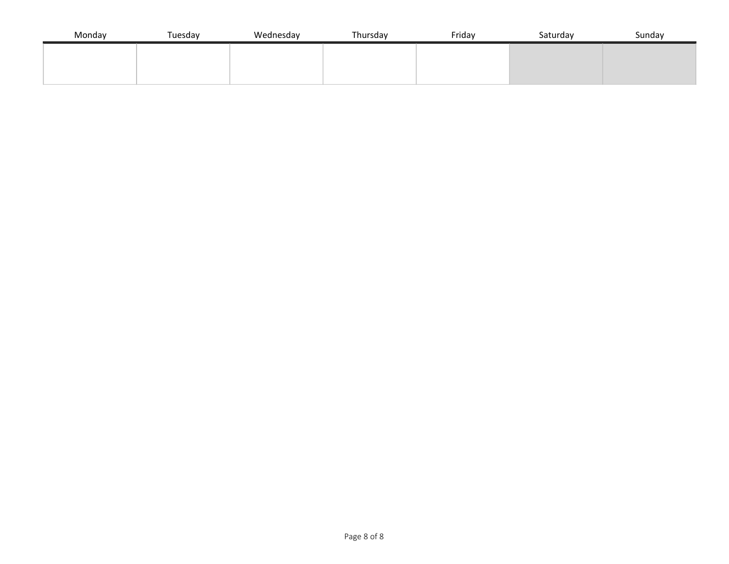| Monday | Tuesday | Wednesday | Thursday | Friday | Saturday | Sunday |
|---|---|---|---|---|---|---|
| | | | | | | |